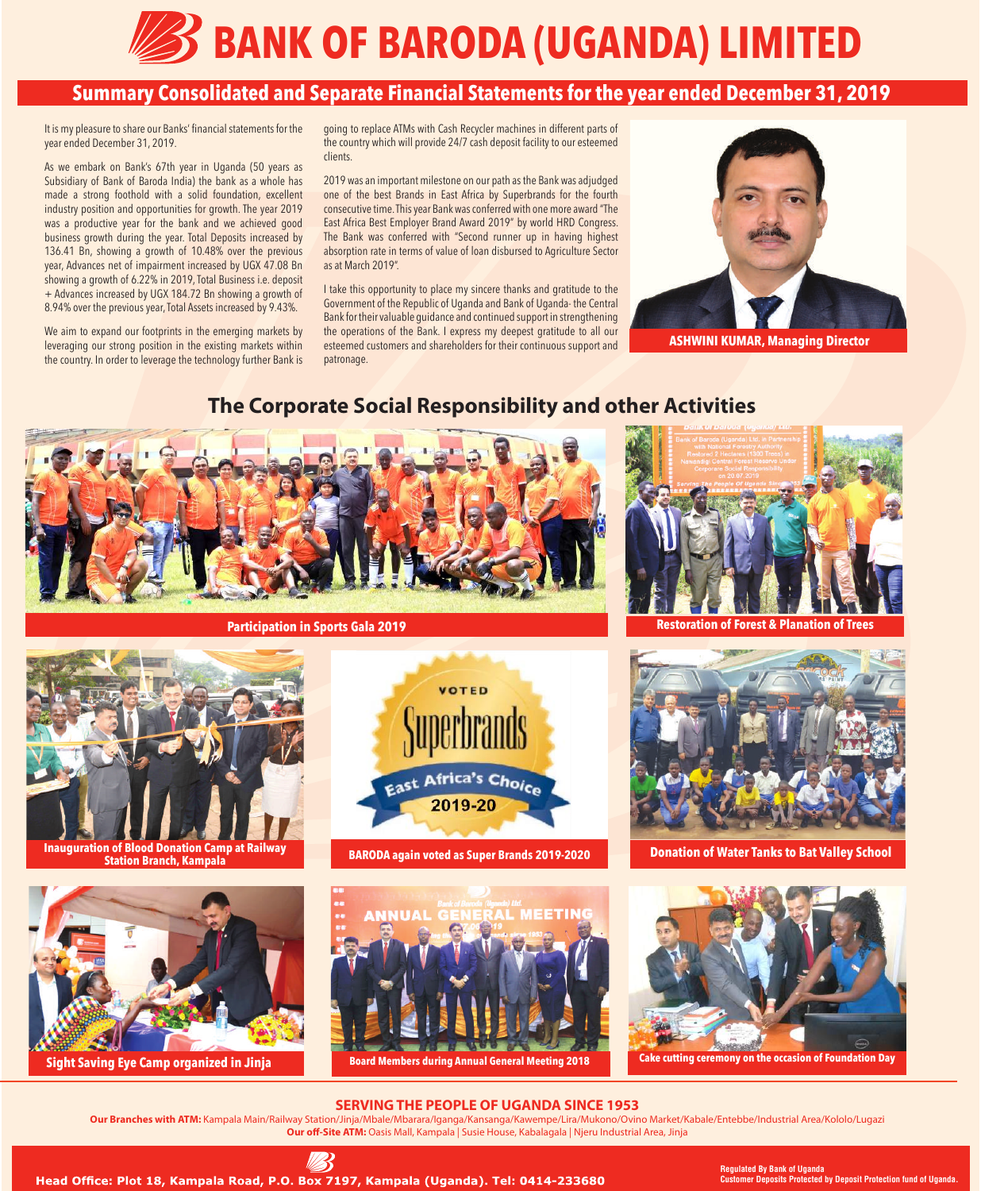# BANK OF BARODA (UGANDA) LIMITED

## Summary Consolidated and Separate Financial Statements for the year ended December 31, 2019

It is my pleasure to share our Banks' financial statements for the year ended December 31, 2019.

As we embark on Bank's 67th year in Uganda (50 years as Subsidiary of Bank of Baroda India) the bank as a whole has made a strong foothold with a solid foundation, excellent industry position and opportunities for growth. The year 2019 was a productive year for the bank and we achieved good business growth during the year. Total Deposits increased by 136.41 Bn, showing a growth of 10.48% over the previous year, Advances net of impairment increased by UGX 47.08 Bn showing a growth of 6.22% in 2019, Total Business i.e. deposit + Advances increased by UGX 184.72 Bn showing a growth of 8.94% over the previous year, Total Assets increased by 9.43%.

We aim to expand our footprints in the emerging markets by leveraging our strong position in the existing markets within the country. In order to leverage the technology further Bank is going to replace ATMs with Cash Recycler machines in different parts of the country which will provide 24/7 cash deposit facility to our esteemed clients.

2019 was an important milestone on our path as the Bank was adjudged one of the best Brands in East Africa by Superbrands for the fourth consecutive time. This year Bank was conferred with one more award "The East Africa Best Employer Brand Award 2019" by world HRD Congress. The Bank was conferred with "Second runner up in having highest absorption rate in terms of value of loan disbursed to Agriculture Sector as at March 2019".

I take this opportunity to place my sincere thanks and gratitude to the Government of the Republic of Uganda and Bank of Uganda- the Central Bank for their valuable guidance and continued support in strengthening the operations of the Bank. I express my deepest gratitude to all our esteemed customers and shareholders for their continuous support and patronage.

**ASHWINI KUMAR, Managing Director**

## The Corporate Social Responsibility and other Activities

Participation in Sports Gala 2019

Restoration of Forest & Planation of Trees

Inauguration of Blood Donation Camp at Railway Station Branch, Kampala

BARODA again voted as Super Brands 2019-2020

Donation of Water Tanks to Bat Valley School

Sight Saving Eye Camp organized in Jinja

Board Members during Annual General Meeting 2018

Cake cutting ceremony on the occasion of Foundation Day

### SERVING THE PEOPLE OF UGANDA SINCE 1953

**Our Branches with ATM:** Kampala Main/Railway Station/Jinja/Mbale/Mbarara/Iganga/Kansanga/Kawempe/Lira/Mukono/Ovino Market/Kabale/Entebbe/Industrial Area/Kololo/Lugazi

**Our off-Site ATM:** Oasis Mall, Kampala | Susie House, Kabalagala | Njeru Industrial Area, Jinja

**Head Office: Plot 18, Kampala Road, P.O. Box 7197, Kampala (Uganda). Tel: 0414-233680**

Regulated By Bank of Uganda
Customer Deposits Protected by Deposit Protection fund of Uganda.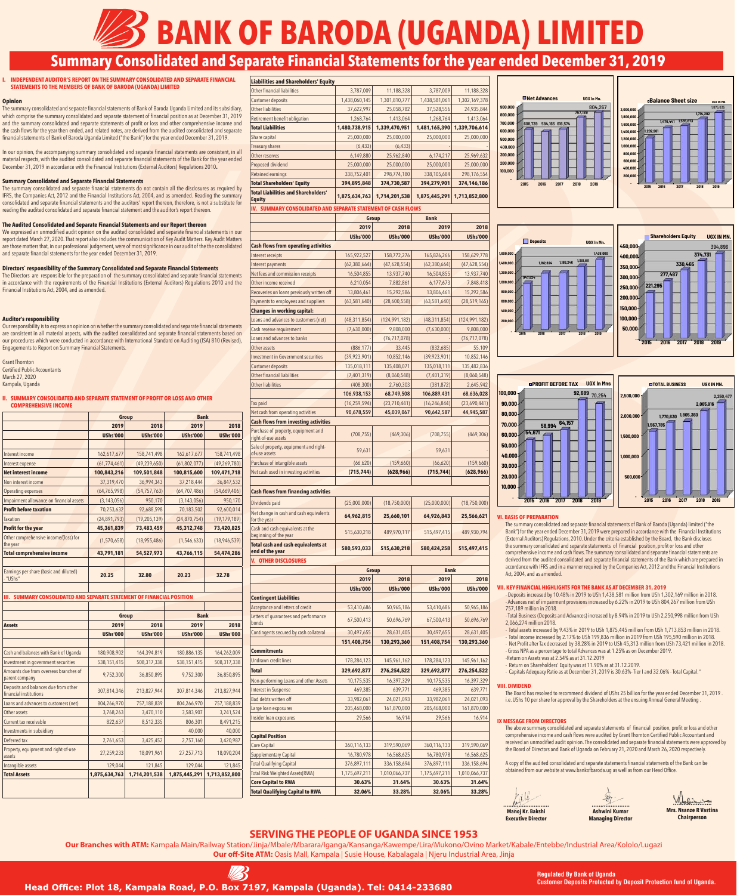# BANK OF BARODA (UGANDA) LIMITED

## Summary Consolidated and Separate Financial Statements for the year ended December 31, 2019

### I. INDEPENDENT AUDITOR'S REPORT ON THE SUMMARY CONSOLIDATED AND SEPARATE FINANCIAL STATEMENTS TO THE MEMBERS OF BANK OF BARODA (UGANDA) LIMITED

**Opinion**

The summary consolidated and separate financial statements of Bank of Baroda Uganda Limited and its subsidiary, which comprise the summary consolidated and separate statement of financial position as at December 31, 2019 and the summary consolidated and separate statements of profit or loss and other comprehensive income and the cash flows for the year then ended, and related notes, are derived from the audited consolidated and separate financial statements of Bank of Baroda Uganda Limited ("the Bank") for the year ended December 31, 2019.

In our opinion, the accompanying summary consolidated and separate financial statements are consistent, in all material respects, with the audited consolidated and separate financial statements of the Bank for the year ended December 31, 2019 in accordance with the Financial Institutions (External Auditors) Regulations 2010**.**

**Summary Consolidated and Separate Financial Statements**

The summary consolidated and separate financial statements do not contain all the disclosures as required by IFRS, the Companies Act, 2012 and the Financial Institutions Act, 2004, and as amended. Reading the summary consolidated and separate financial statements and the auditors' report thereon, therefore, is not a substitute for reading the audited consolidated and separate financial statement and the auditor's report thereon.

**The Audited Consolidated and Separate Financial Statements and our Report thereon**

We expressed an unmodified audit opinion on the audited consolidated and separate financial statements in our report dated March 27, 2020. That report also includes the communication of Key Audit Matters. Key Audit Matters are those matters that, in our professional judgement, were of most significance in our audit of the the consolidated and separate financial statements for the year ended December 31, 2019.

**Directors` responsibility of the Summary Consolidated and Separate Financial Statements**

The Directors are responsible for the preparation of the summary consolidated and separate financial statements in accordance with the requirements of the Financial Institutions (External Auditors) Regulations 2010 and the Financial Institutions Act, 2004, and as amended.

**Auditor's responsibility**

Our responsibility is to express an opinion on whether the summary consolidated and separate financial statements are consistent in all material respects, with the audited consolidated and separate financial statements based on our procedures which were conducted in accordance with International Standard on Auditing (ISA) 810 (Revised), Engagements to Report on Summary Financial Statements.

Grant Thornton
Certified Public Accountants
March 27, 2020
Kampala, Uganda

### II. SUMMARY CONSOLIDATED AND SEPARATE STATEMENT OF PROFIT OR LOSS AND OTHER COMPREHENSIVE INCOME

| | Group | | Bank | |
|---|---|---|---|---|
| | 2019 | 2018 | 2019 | 2018 |
| | UShs'000 | UShs'000 | UShs'000 | UShs'000 |
| Interest income | 162,617,677 | 158,741,498 | 162,617,677 | 158,741,498 |
| Interest expense | (61,774,461) | (49,239,650) | (61,802,077) | (49,269,780) |
| **Net interest income** | **100,843,216** | **109,501,848** | **100,815,600** | **109,471,718** |
| Non interest income | 37,319,470 | 36,994,343 | 37,218,444 | 36,847,532 |
| Operating expenses | (64,765,998) | (54,757,763) | (64,707,486) | (54,669,406) |
| Impairment allowance on financial assets | (3,143,056) | 950,170 | (3,143,056) | 950,170 |
| **Profit before taxation** | 70,253,632 | 92,688,598 | 70,183,502 | 92,600,014 |
| Taxation | (24,891,793) | (19,205,139) | (24,870,754) | (19,179,189) |
| **Profit for the year** | **45,361,839** | **73,483,459** | **45,312,748** | **73,420,825** |
| Other comprehensive income/(loss) for the year | (1,570,658) | (18,955,486) | (1,546,633) | (18,946,539) |
| **Total comprehensive income** | **43,791,181** | **54,527,973** | **43,766,115** | **54,474,286** |
| Earnings per share (basic and diluted) - "UShs" | **20.25** | **32.80** | **20.23** | **32.78** |

### III. SUMMARY CONSOLIDATED AND SEPARATE STATEMENT OF FINANCIAL POSITION

| | Group | | Bank | |
|---|---|---|---|---|
| **Assets** | 2019 | 2018 | 2019 | 2018 |
| | UShs'000 | UShs'000 | UShs'000 | UShs'000 |
| Cash and balances with Bank of Uganda | 180,908,902 | 164,394,819 | 180,886,135 | 164,262,009 |
| Investment in government securities | 538,151,415 | 508,317,338 | 538,151,415 | 508,317,338 |
| Amounts due from overseas branches of parent company | 9,752,300 | 36,850,895 | 9,752,300 | 36,850,895 |
| Deposits and balances due from other financial institutions | 307,814,346 | 213,827,944 | 307,814,346 | 213,827,944 |
| Loans and advances to customers (net) | 804,266,970 | 757,188,839 | 804,266,970 | 757,188,839 |
| Other assets | 3,768,263 | 3,470,110 | 3,583,907 | 3,241,524 |
| Current tax receivable | 822,637 | 8,512,335 | 806,301 | 8,491,215 |
| Investments in subsidiary | - | - | 40,000 | 40,000 |
| Deferred tax | 2,761,653 | 3,425,452 | 2,757,160 | 3,420,987 |
| Property, equipment and right-of-use assets | 27,259,233 | 18,091,961 | 27,257,713 | 18,090,204 |
| Intangible assets | 129,044 | 121,845 | 129,044 | 121,845 |
| **Total Assets** | **1,875,634,763** | **1,714,201,538** | **1,875,445,291** | **1,713,852,800** |
| **Liabilities and Shareholders' Equity** | | | | |
| Other financial liabilities | 3,787,009 | 11,188,328 | 3,787,009 | 11,188,328 |
| Customer deposits | 1,438,060,145 | 1,301,810,777 | 1,438,581,061 | 1,302,169,378 |
| Other liabilities | 37,622,997 | 25,058,782 | 37,528,556 | 24,935,844 |
| Retirement benefit obligation | 1,268,764 | 1,413,064 | 1,268,764 | 1,413,064 |
| **Total Liabilities** | **1,480,738,915** | **1,339,470,951** | **1,481,165,390** | **1,339,706,614** |
| Share capital | 25,000,000 | 25,000,000 | 25,000,000 | 25,000,000 |
| Treasury shares | (6,433) | (6,433) | - | - |
| Other reserves | 6,149,880 | 25,962,840 | 6,174,217 | 25,969,632 |
| Proposed dividend | 25,000,000 | 25,000,000 | 25,000,000 | 25,000,000 |
| Retained earnings | 338,752,401 | 298,774,180 | 338,105,684 | 298,176,554 |
| **Total Shareholders' Equity** | **394,895,848** | **374,730,587** | **394,279,901** | **374,146,186** |
| **Total Liabilities and Shareholders' Equity** | **1,875,634,763** | **1,714,201,538** | **1,875,445,291** | **1,713,852,800** |

### IV. SUMMARY CONSOLIDATED AND SEPARATE STATEMENT OF CASH FLOWS

| | Group | | Bank | |
|---|---|---|---|---|
| | 2019 | 2018 | 2019 | 2018 |
| | UShs'000 | UShs'000 | UShs'000 | UShs'000 |
| **Cash flows from operating activities** | | | | |
| Interest receipts | 165,922,527 | 158,772,276 | 165,826,266 | 158,629,778 |
| Interest payments | (62,380,664) | (47,628,554) | (62,380,664) | (47,628,554) |
| Net fees and commission receipts | 16,504,855 | 13,937,740 | 16,504,855 | 13,937,740 |
| Other income received | 6,210,054 | 7,882,861 | 6,177,673 | 7,848,418 |
| Recoveries on loans previously written off | 13,806,461 | 15,292,586 | 13,806,461 | 15,292,586 |
| Payments to employees and suppliers | (63,581,640) | (28,600,558) | (63,581,640) | (28,519,165) |
| **Changes in working capital:** | | | | |
| Loans and advances to customers (net) | (48,311,854) | (124,991,182) | (48,311,854) | (124,991,182) |
| Cash reserve requirement | (7,630,000) | 9,808,000 | (7,630,000) | 9,808,000 |
| Loans and advances to banks | - | (76,717,078) | - | (76,717,078) |
| Other assets | (886,177) | 33,445 | (832,685) | 55,109 |
| Investment in Government securities | (39,923,901) | 10,852,146 | (39,923,901) | 10,852,146 |
| Customer deposits | 135,018,111 | 135,408,071 | 135,018,111 | 135,482,836 |
| Other financial liabilities | (7,401,319) | (8,060,548) | (7,401,319) | (8,060,548) |
| Other liabilities | (408,300) | 2,760,303 | (381,872) | 2,645,942 |
| | 106,938,153 | 68,749,508 | 106,889,431 | 68,636,028 |
| Tax paid | (16,259,594) | (23,710,441) | (16,246,844) | (23,690,441) |
| Net cash from operating activities | 90,678,559 | 45,039,067 | 90,642,587 | 44,945,587 |
| **Cash flows from investing activities** | | | | |
| Purchase of property, equipment and right-of-use assets | (708,755) | (469,306) | (708,755) | (469,306) |
| Sale of property, equipment and right-of-use assets | 59,631 | - | 59,631 | - |
| Purchase of intangible assets | (66,620) | (159,660) | (66,620) | (159,660) |
| Net cash used in investing activities | **(715,744)** | **(628,966)** | **(715,744)** | **(628,966)** |
| **Cash flows from financing activities** | | | | |
| Dividends paid | (25,000,000) | (18,750,000) | (25,000,000) | (18,750,000) |
| Net change in cash and cash equivalents for the year | **64,962,815** | **25,660,101** | **64,926,843** | **25,566,621** |
| Cash and cash equivalents at the beginning of the year | 515,630,218 | 489,970,117 | 515,497,415 | 489,930,794 |
| **Total cash and cash equivalents at end of the year** | **580,593,033** | **515,630,218** | **580,424,258** | **515,497,415** |

### V. OTHER DISCLOSURES

| | Group | | Bank | |
|---|---|---|---|---|
| | 2019 | 2018 | 2019 | 2018 |
| | UShs'000 | UShs'000 | UShs'000 | UShs'000 |
| **Contingent Liabilities** | | | | |
| Acceptance and letters of credit | 53,410,686 | 50,965,186 | 53,410,686 | 50,965,186 |
| Letters of guarantees and performance bonds | 67,500,413 | 50,696,769 | 67,500,413 | 50,696,769 |
| Contingents secured by cash collateral | 30,497,655 | 28,631,405 | 30,497,655 | 28,631,405 |
| | **151,408,754** | **130,293,360** | **151,408,754** | **130,293,360** |
| **Commitments** | | | | |
| Undrawn credit lines | 178,284,123 | 145,961,162 | 178,284,123 | 145,961,162 |
| **Total** | **329,692,877** | **276,254,522** | **329,692,877** | **276,254,522** |
| Non-performing Loans and other Assets | 10,175,535 | 16,397,329 | 10,175,535 | 16,397,329 |
| Interest in Suspense | 469,385 | 639,771 | 469,385 | 639,771 |
| Bad debts written off | 33,982,061 | 24,021,093 | 33,982,061 | 24,021,093 |
| Large loan exposures | 205,468,000 | 161,870,000 | 205,468,000 | 161,870,000 |
| Insider loan exposures | 29,566 | 16,914 | 29,566 | 16,914 |
| **Capital Position** | | | | |
| Core Capital | 360,116,133 | 319,590,069 | 360,116,133 | 319,590,069 |
| Supplementary Capital | 16,780,978 | 16,568,625 | 16,780,978 | 16,568,625 |
| Total Qualifying Capital | 376,897,111 | 336,158,694 | 376,897,111 | 336,158,694 |
| Total Risk Weighted Assets(RWA) | 1,175,697,211 | 1,010,066,737 | 1,175,697,211 | 1,010,066,737 |
| **Core Capital to RWA** | **30.63%** | **31.64%** | **30.63%** | **31.64%** |
| **Total Qualifying Capital to RWA** | **32.06%** | **33.28%** | **32.06%** | **33.28%** |

Net Advances UGX In Mn.
900,000 800,000 700,000 600,000 500,000 400,000 300,000 200,000 100,000 -
608,739 594,165 616,574 757,189 804,267
2015 2016 2017 2018 2019

Balance Sheet size UGX IN MN.
2,000,000 1,800,000 1,600,000 1,400,000 1,200,000 1,000,000 800,000 600,000 400,000 200,000 -
1,202,961 1,476,441 1,535,673 1,714,202 1,875,635
2015 2016 2017 2018 2019

Deposits UGX In Mn.
1,600,000 1,400,000 1,200,000 1,000,000 800,000 600,000 400,000 200,000
947,824 1,162,624 1,188,246 1,301,811 1,438,060
2015 2016 2017 2018 2019

Shareholders Equity UGX IN MN.
450,000 400,000 350,000 300,000 250,000 200,000 150,000 100,000 50,000 -
221,295 277,487 330,465 374,731 394,896
2015 2016 2017 2018 2019

PROFIT BEFORE TAX UGX In Mns
100,000 90,000 80,000 70,000 60,000 50,000 40,000 30,000 20,000 10,000 -
54,671 58,994 64,157 92,689 70,254
2015 2016 2017 2018 2019

TOTAL BUSINESS UGX IN MN.
2,500,000 2,000,000 1,500,000 1,000,000 500,000 -
1,567,785 1,770,630 1,805,380 2,065,916 2,250,477
2015 2016 2017 2018 2019

### VI. BASIS OF PREPARATION

The summary consolidated and separate financial statements of Bank of Baroda (Uganda) limited ("the Bank") for the year ended December 31, 2019 were prepared in accordance with the Financial Institutions (External Auditors) Regulations, 2010. Under the criteria established by the Board, the Bank discloses the summary consolidated and separate statements of financial position, profit or loss and other comprehensive income and cash flows. The summary consolidated and separate financial statements are derived from the audited consolidated and separate financial statements of the Bank which are prepared in accordance with IFRS and in a manner required by the Companies Act, 2012 and the Financial Institutions Act, 2004, and as amended.

### VII. KEY FINANCIAL HIGHLIGHTS FOR THE BANK AS AT DECEMBER 31, 2019

- Deposits increased by 10.48% in 2019 to USh 1,438,581 million from USh 1,302,169 million in 2018.
- Advances net of impairment provisions increased by 6.22% in 2019 to USh 804,267 million from USh 757,189 million in 2018.
- Total Business (Deposits and Advances) increased by 8.94% in 2019 to USh 2,250,998 million from USh 2,066,274 million 2018.
- Total assets increased by 9.43% in 2019 to USh 1,875,445 million from USh 1,713,853 million in 2018.
- Total income increased by 2.17% to USh 199,836 million in 2019 from USh 195,590 million in 2018.
- Net Profit after Tax decreased by 38.28% in 2019 to USh 45,313 million from USh 73,421 million in 2018.
- Gross NPA as a percentage to total Advances was at 1.25% as on December 2019.
- Return on Assets was at 2.54% as at 31.12.2019
- Return on Shareholders' Equity was at 11.90% as at 31.12.2019.
- Capitals Adequacy Ratio as at December 31, 2019 is 30.63%- Tier I and 32.06% - Total Capital."

### VIII. DIVIDEND

The Board has resolved to recommend dividend of UShs 25 billion for the year ended December 31, 2019. i.e. UShs 10 per share for approval by the Shareholders at the ensuing Annual General Meeting.

### IX MESSAGE FROM DIRECTORS

The above summary consolidated and separate statements of financial position, profit or loss and other comprehensive income and cash flows were audited by Grant Thornton Certified Public Accountant and received an unmodified audit opinion. The consolidated and separate financial statements were approved by the Board of Directors and Bank of Uganda on February 21, 2020 and March 26, 2020 respectively.

A copy of the audited consolidated and separate financial statements financial statements of the Bank can be obtained from our website at www.bankofbaroda.ug as well as from our Head Office.

**Manoj Kr. Bakshi**
**Executive Director**

**Ashwini Kumar**
**Managing Director**

**Mrs. Nsanze R Vastina**
**Chairperson**

## SERVING THE PEOPLE OF UGANDA SINCE 1953

**Our Branches with ATM:** Kampala Main/Railway Station/Jinja/Mbale/Mbarara/Iganga/Kansanga/Kawempe/Lira/Mukono/Ovino Market/Kabale/Entebbe/Industrial Area/Kololo/Lugazi

**Our off-Site ATM:** Oasis Mall, Kampala | Susie House, Kabalagala | Njeru Industrial Area, Jinja

**Head Office: Plot 18, Kampala Road, P.O. Box 7197, Kampala (Uganda). Tel: 0414-233680**

**Regulated By Bank of Uganda**
**Customer Deposits Protected by Deposit Protection fund of Uganda.**